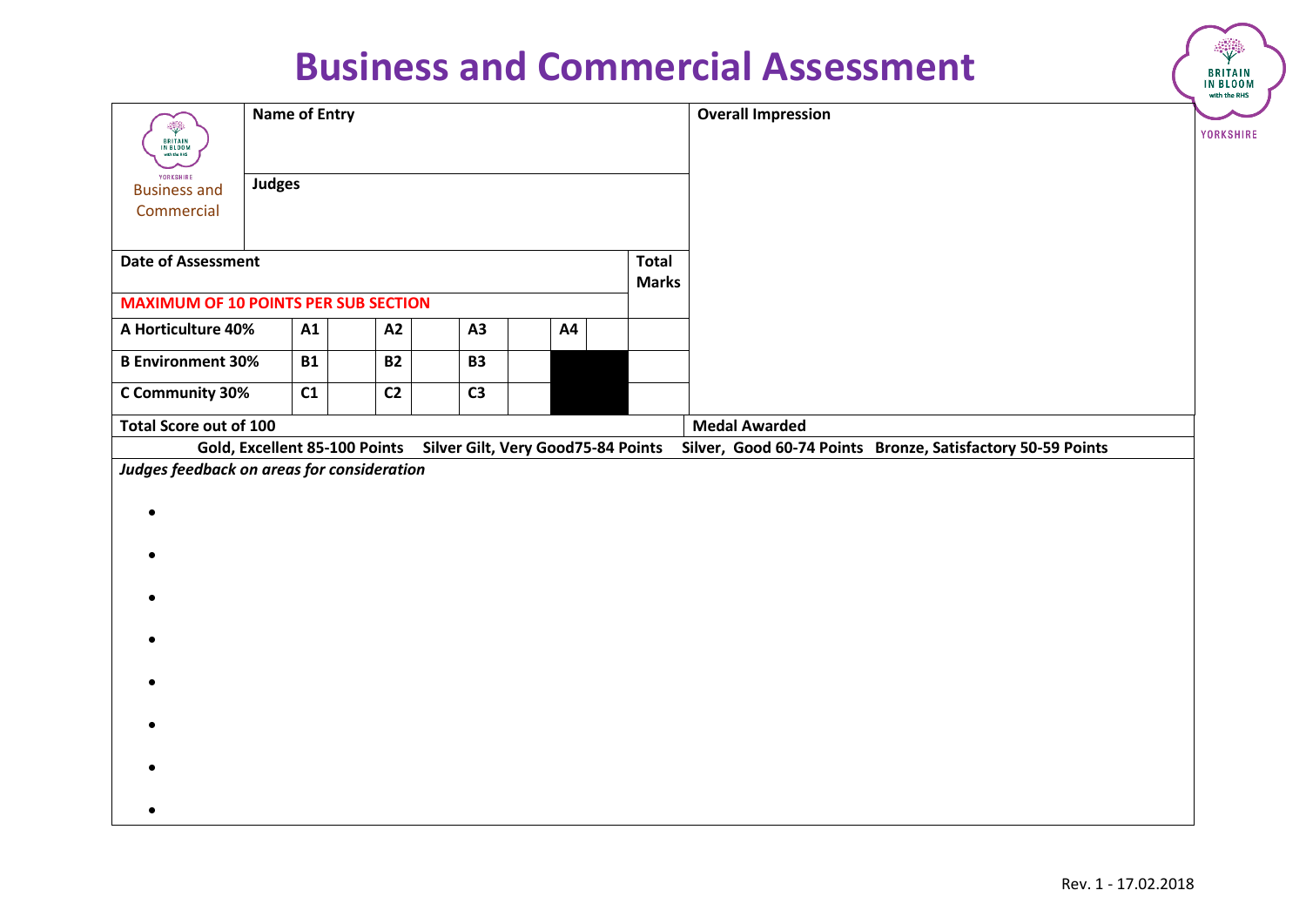# Business and Commercial Assessment

| YORKSHIRE Business and Commercial | Name of Entry | | | | | | | | | Overall Impression |
|---|---|---|---|---|---|---|---|---|---|---|
| | Judges | | | | | | | | | |
| Date of Assessment | | | | | | | | | Total Marks | |
| MAXIMUM OF 10 POINTS PER SUB SECTION | | | | | | | | | | |
| A Horticulture 40% | A1 | | A2 | | A3 | | A4 | | | |
| B Environment 30% | B1 | | B2 | | B3 | | | | | |
| C Community 30% | C1 | | C2 | | C3 | | | | | |
| Total Score out of 100 | | | | | | | | | | Medal Awarded |

**Gold, Excellent 85-100 Points Silver Gilt, Very Good75-84 Points Silver, Good 60-74 Points Bronze, Satisfactory 50-59 Points**

***Judges feedback on areas for consideration***

- 
- 
- 
- 
- 
- 
- 
- 

Rev. 1 - 17.02.2018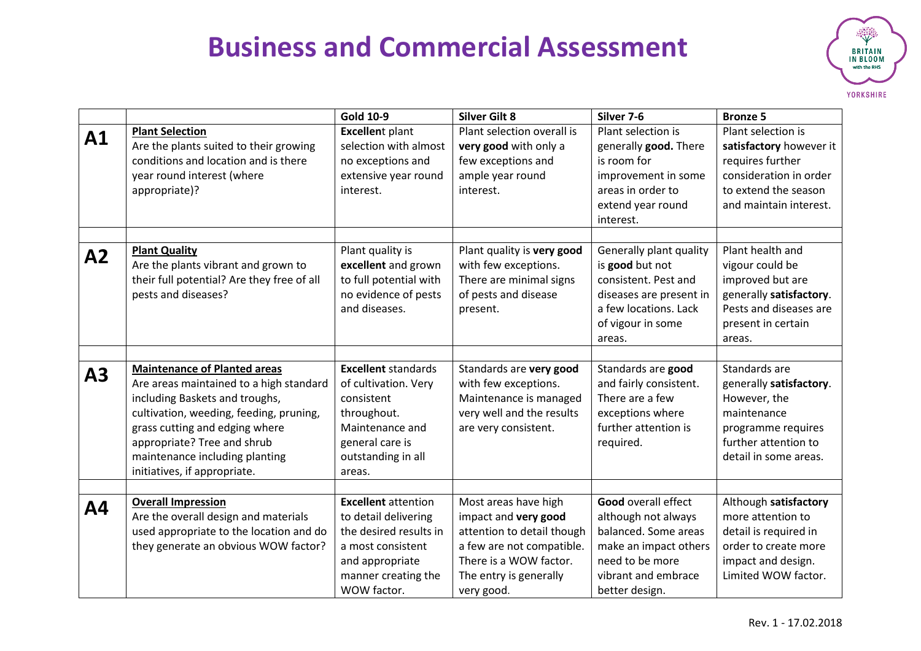# Business and Commercial Assessment

| | | Gold 10-9 | Silver Gilt 8 | Silver 7-6 | Bronze 5 |
|---|---|---|---|---|---|
| **A1** | **Plant Selection** Are the plants suited to their growing conditions and location and is there year round interest (where appropriate)? | **Excellen**t plant selection with almost no exceptions and extensive year round interest. | Plant selection overall is **very good** with only a few exceptions and ample year round interest. | Plant selection is generally **good.** There is room for improvement in some areas in order to extend year round interest. | Plant selection is **satisfactory** however it requires further consideration in order to extend the season and maintain interest. |
| | | | | | |
| **A2** | **Plant Quality** Are the plants vibrant and grown to their full potential? Are they free of all pests and diseases? | Plant quality is **excellent** and grown to full potential with no evidence of pests and diseases. | Plant quality is **very good** with few exceptions. There are minimal signs of pests and disease present. | Generally plant quality is **good** but not consistent. Pest and diseases are present in a few locations. Lack of vigour in some areas. | Plant health and vigour could be improved but are generally **satisfactory**. Pests and diseases are present in certain areas. |
| | | | | | |
| **A3** | **Maintenance of Planted areas** Are areas maintained to a high standard including Baskets and troughs, cultivation, weeding, feeding, pruning, grass cutting and edging where appropriate? Tree and shrub maintenance including planting initiatives, if appropriate. | **Excellent** standards of cultivation. Very consistent throughout. Maintenance and general care is outstanding in all areas. | Standards are **very good** with few exceptions. Maintenance is managed very well and the results are very consistent. | Standards are **good** and fairly consistent. There are a few exceptions where further attention is required. | Standards are generally **satisfactory**. However, the maintenance programme requires further attention to detail in some areas. |
| | | | | | |
| **A4** | **Overall Impression** Are the overall design and materials used appropriate to the location and do they generate an obvious WOW factor? | **Excellent** attention to detail delivering the desired results in a most consistent and appropriate manner creating the WOW factor. | Most areas have high impact and **very good** attention to detail though a few are not compatible. There is a WOW factor. The entry is generally very good. | **Good** overall effect although not always balanced. Some areas make an impact others need to be more vibrant and embrace better design. | Although **satisfactory** more attention to detail is required in order to create more impact and design. Limited WOW factor. |

Rev. 1 - 17.02.2018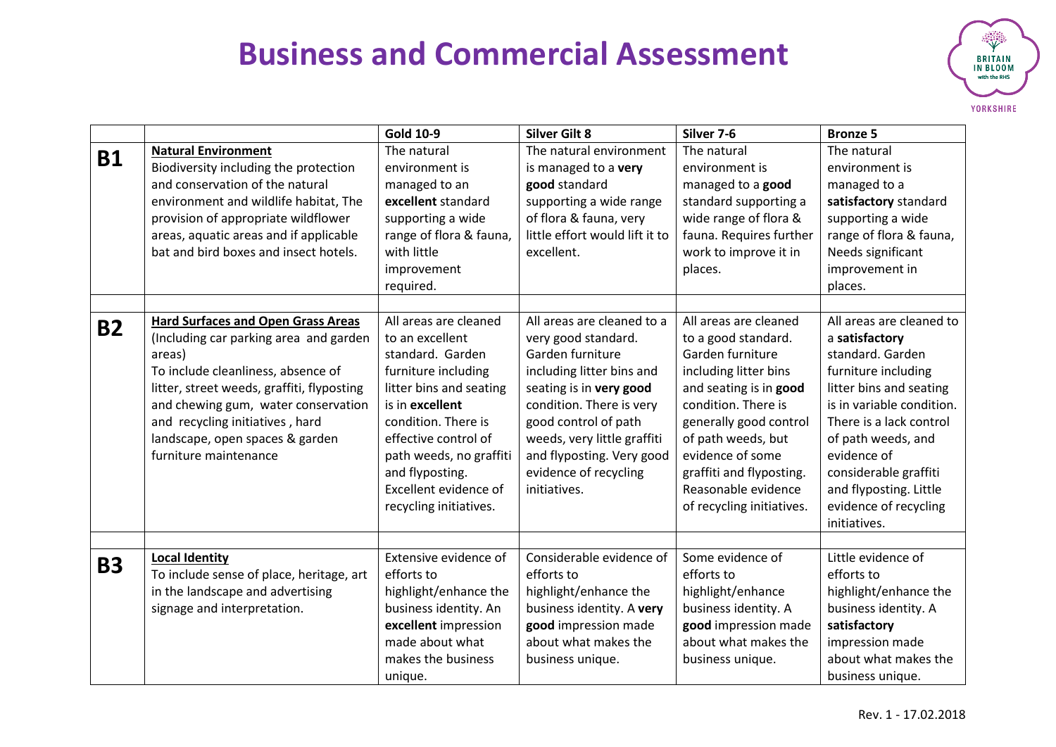# Business and Commercial Assessment

| | | Gold 10-9 | Silver Gilt 8 | Silver 7-6 | Bronze 5 |
|---|---|---|---|---|---|
| **B1** | **Natural Environment**<br>Biodiversity including the protection and conservation of the natural environment and wildlife habitat, The provision of appropriate wildflower areas, aquatic areas and if applicable bat and bird boxes and insect hotels. | The natural environment is managed to an **excellent** standard supporting a wide range of flora & fauna, with little improvement required. | The natural environment is managed to a **very good** standard supporting a wide range of flora & fauna, very little effort would lift it to excellent. | The natural environment is managed to a **good** standard supporting a wide range of flora & fauna. Requires further work to improve it in places. | The natural environment is managed to a **satisfactory** standard supporting a wide range of flora & fauna, Needs significant improvement in places. |
| | | | | | |
| **B2** | **Hard Surfaces and Open Grass Areas**<br>(Including car parking area and garden areas)<br>To include cleanliness, absence of litter, street weeds, graffiti, flyposting and chewing gum, water conservation and recycling initiatives , hard landscape, open spaces & garden furniture maintenance | All areas are cleaned to an excellent standard. Garden furniture including litter bins and seating is in **excellent** condition. There is effective control of path weeds, no graffiti and flyposting. Excellent evidence of recycling initiatives. | All areas are cleaned to a very good standard. Garden furniture including litter bins and seating is in **very good** condition. There is very good control of path weeds, very little graffiti and flyposting. Very good evidence of recycling initiatives. | All areas are cleaned to a good standard. Garden furniture including litter bins and seating is in **good** condition. There is generally good control of path weeds, but evidence of some graffiti and flyposting. Reasonable evidence of recycling initiatives. | All areas are cleaned to a **satisfactory** standard. Garden furniture including litter bins and seating is in variable condition. There is a lack control of path weeds, and evidence of considerable graffiti and flyposting. Little evidence of recycling initiatives. |
| | | | | | |
| **B3** | **Local Identity**<br>To include sense of place, heritage, art in the landscape and advertising signage and interpretation. | Extensive evidence of efforts to highlight/enhance the business identity. An **excellent** impression made about what makes the business unique. | Considerable evidence of efforts to highlight/enhance the business identity. A **very good** impression made about what makes the business unique. | Some evidence of efforts to highlight/enhance business identity. A **good** impression made about what makes the business unique. | Little evidence of efforts to highlight/enhance the business identity. A **satisfactory** impression made about what makes the business unique. |

Rev. 1 - 17.02.2018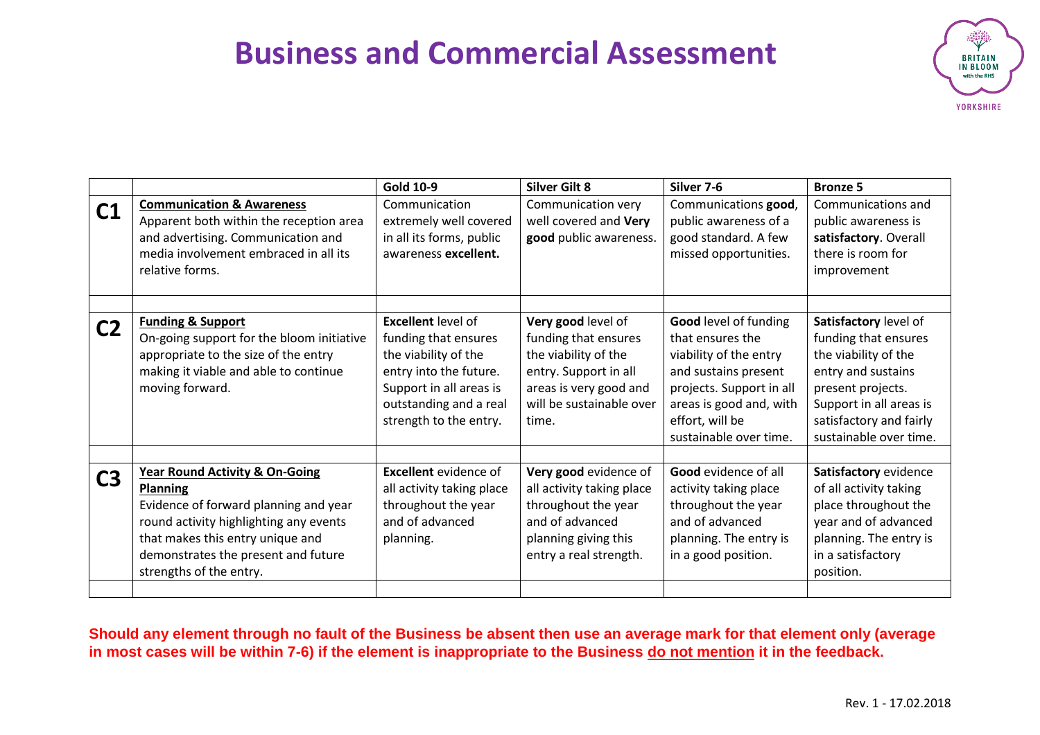# Business and Commercial Assessment

| | | Gold 10-9 | Silver Gilt 8 | Silver 7-6 | Bronze 5 |
|---|---|---|---|---|---|
| **C1** | **Communication & Awareness** Apparent both within the reception area and advertising. Communication and media involvement embraced in all its relative forms. | Communication extremely well covered in all its forms, public awareness **excellent.** | Communication very well covered and **Very good** public awareness. | Communications **good**, public awareness of a good standard. A few missed opportunities. | Communications and public awareness is **satisfactory**. Overall there is room for improvement |
| **C2** | **Funding & Support** On-going support for the bloom initiative appropriate to the size of the entry making it viable and able to continue moving forward. | **Excellent** level of funding that ensures the viability of the entry into the future. Support in all areas is outstanding and a real strength to the entry. | **Very good** level of funding that ensures the viability of the entry. Support in all areas is very good and will be sustainable over time. | **Good** level of funding that ensures the viability of the entry and sustains present projects. Support in all areas is good and, with effort, will be sustainable over time. | **Satisfactory** level of funding that ensures the viability of the entry and sustains present projects. Support in all areas is satisfactory and fairly sustainable over time. |
| **C3** | **Year Round Activity & On-Going Planning** Evidence of forward planning and year round activity highlighting any events that makes this entry unique and demonstrates the present and future strengths of the entry. | **Excellent** evidence of all activity taking place throughout the year and of advanced planning. | **Very good** evidence of all activity taking place throughout the year and of advanced planning giving this entry a real strength. | **Good** evidence of all activity taking place throughout the year and of advanced planning. The entry is in a good position. | **Satisfactory** evidence of all activity taking place throughout the year and of advanced planning. The entry is in a satisfactory position. |

**Should any element through no fault of the Business be absent then use an average mark for that element only (average in most cases will be within 7-6) if the element is inappropriate to the Business do not mention it in the feedback.**

Rev. 1 - 17.02.2018